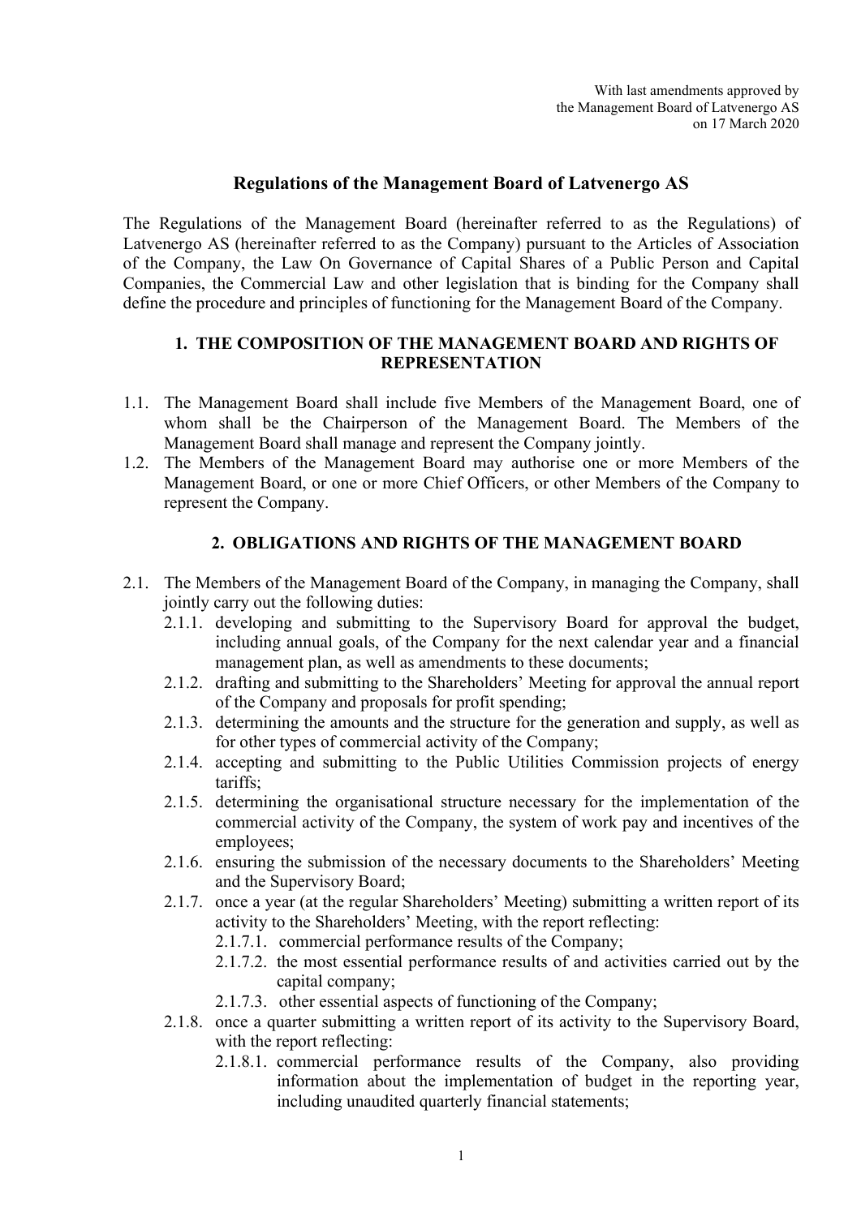With last amendments approved by
the Management Board of Latvenergo AS
on 17 March 2020

# Regulations of the Management Board of Latvenergo AS

The Regulations of the Management Board (hereinafter referred to as the Regulations) of Latvenergo AS (hereinafter referred to as the Company) pursuant to the Articles of Association of the Company, the Law On Governance of Capital Shares of a Public Person and Capital Companies, the Commercial Law and other legislation that is binding for the Company shall define the procedure and principles of functioning for the Management Board of the Company.

## 1. THE COMPOSITION OF THE MANAGEMENT BOARD AND RIGHTS OF REPRESENTATION

1.1. The Management Board shall include five Members of the Management Board, one of whom shall be the Chairperson of the Management Board. The Members of the Management Board shall manage and represent the Company jointly.

1.2. The Members of the Management Board may authorise one or more Members of the Management Board, or one or more Chief Officers, or other Members of the Company to represent the Company.

## 2. OBLIGATIONS AND RIGHTS OF THE MANAGEMENT BOARD

2.1. The Members of the Management Board of the Company, in managing the Company, shall jointly carry out the following duties:

- 2.1.1. developing and submitting to the Supervisory Board for approval the budget, including annual goals, of the Company for the next calendar year and a financial management plan, as well as amendments to these documents;
- 2.1.2. drafting and submitting to the Shareholders' Meeting for approval the annual report of the Company and proposals for profit spending;
- 2.1.3. determining the amounts and the structure for the generation and supply, as well as for other types of commercial activity of the Company;
- 2.1.4. accepting and submitting to the Public Utilities Commission projects of energy tariffs;
- 2.1.5. determining the organisational structure necessary for the implementation of the commercial activity of the Company, the system of work pay and incentives of the employees;
- 2.1.6. ensuring the submission of the necessary documents to the Shareholders' Meeting and the Supervisory Board;
- 2.1.7. once a year (at the regular Shareholders' Meeting) submitting a written report of its activity to the Shareholders' Meeting, with the report reflecting:
  - 2.1.7.1. commercial performance results of the Company;
  - 2.1.7.2. the most essential performance results of and activities carried out by the capital company;
  - 2.1.7.3. other essential aspects of functioning of the Company;
- 2.1.8. once a quarter submitting a written report of its activity to the Supervisory Board, with the report reflecting:
  - 2.1.8.1. commercial performance results of the Company, also providing information about the implementation of budget in the reporting year, including unaudited quarterly financial statements;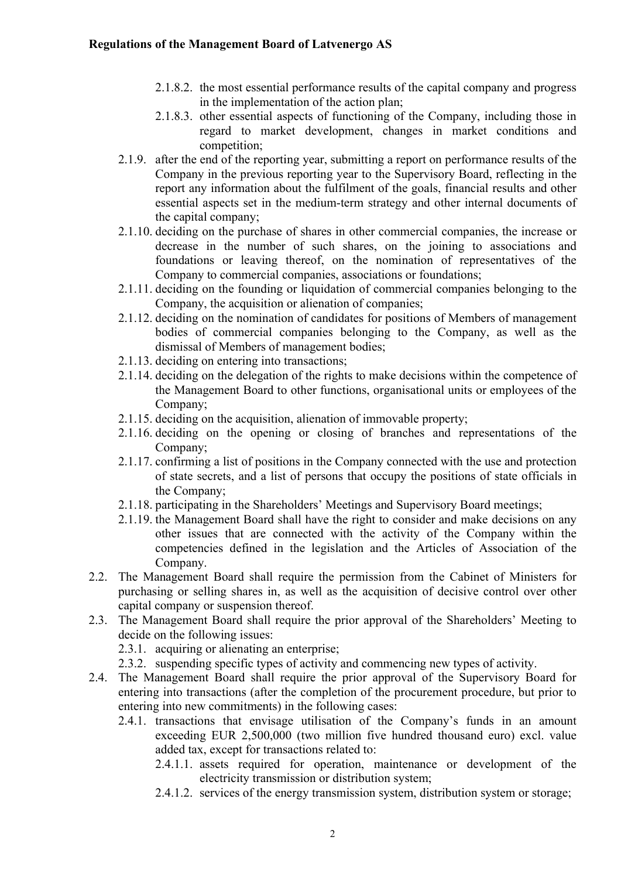- 2.1.8.2. the most essential performance results of the capital company and progress in the implementation of the action plan;
- 2.1.8.3. other essential aspects of functioning of the Company, including those in regard to market development, changes in market conditions and competition;
- 2.1.9. after the end of the reporting year, submitting a report on performance results of the Company in the previous reporting year to the Supervisory Board, reflecting in the report any information about the fulfilment of the goals, financial results and other essential aspects set in the medium-term strategy and other internal documents of the capital company;
- 2.1.10. deciding on the purchase of shares in other commercial companies, the increase or decrease in the number of such shares, on the joining to associations and foundations or leaving thereof, on the nomination of representatives of the Company to commercial companies, associations or foundations;
- 2.1.11. deciding on the founding or liquidation of commercial companies belonging to the Company, the acquisition or alienation of companies;
- 2.1.12. deciding on the nomination of candidates for positions of Members of management bodies of commercial companies belonging to the Company, as well as the dismissal of Members of management bodies;
- 2.1.13. deciding on entering into transactions;
- 2.1.14. deciding on the delegation of the rights to make decisions within the competence of the Management Board to other functions, organisational units or employees of the Company;
- 2.1.15. deciding on the acquisition, alienation of immovable property;
- 2.1.16. deciding on the opening or closing of branches and representations of the Company;
- 2.1.17. confirming a list of positions in the Company connected with the use and protection of state secrets, and a list of persons that occupy the positions of state officials in the Company;
- 2.1.18. participating in the Shareholders' Meetings and Supervisory Board meetings;
- 2.1.19. the Management Board shall have the right to consider and make decisions on any other issues that are connected with the activity of the Company within the competencies defined in the legislation and the Articles of Association of the Company.

2.2. The Management Board shall require the permission from the Cabinet of Ministers for purchasing or selling shares in, as well as the acquisition of decisive control over other capital company or suspension thereof.

2.3. The Management Board shall require the prior approval of the Shareholders' Meeting to decide on the following issues:

- 2.3.1. acquiring or alienating an enterprise;
- 2.3.2. suspending specific types of activity and commencing new types of activity.

2.4. The Management Board shall require the prior approval of the Supervisory Board for entering into transactions (after the completion of the procurement procedure, but prior to entering into new commitments) in the following cases:

- 2.4.1. transactions that envisage utilisation of the Company's funds in an amount exceeding EUR 2,500,000 (two million five hundred thousand euro) excl. value added tax, except for transactions related to:
  - 2.4.1.1. assets required for operation, maintenance or development of the electricity transmission or distribution system;
  - 2.4.1.2. services of the energy transmission system, distribution system or storage;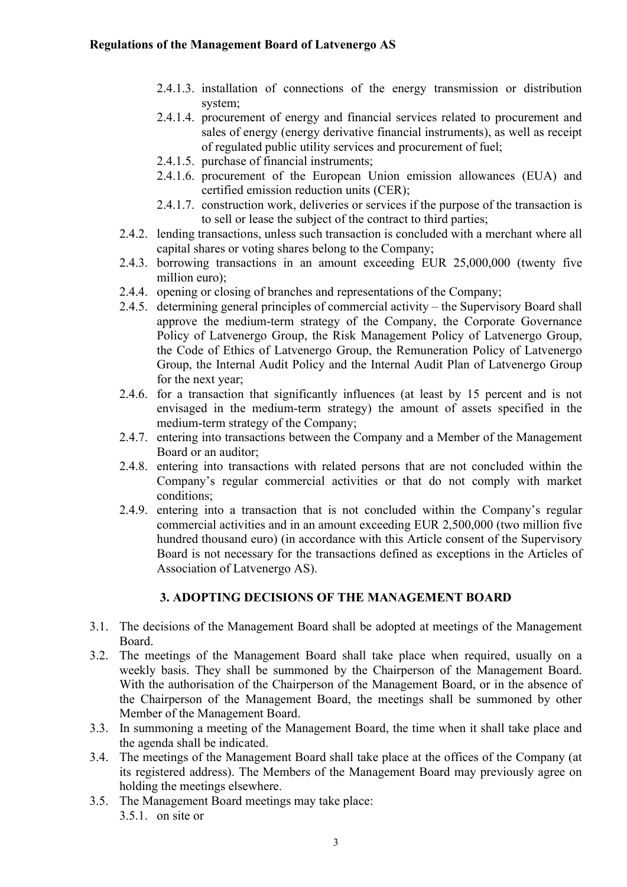2.4.1.3. installation of connections of the energy transmission or distribution system;

2.4.1.4. procurement of energy and financial services related to procurement and sales of energy (energy derivative financial instruments), as well as receipt of regulated public utility services and procurement of fuel;

2.4.1.5. purchase of financial instruments;

2.4.1.6. procurement of the European Union emission allowances (EUA) and certified emission reduction units (CER);

2.4.1.7. construction work, deliveries or services if the purpose of the transaction is to sell or lease the subject of the contract to third parties;

2.4.2. lending transactions, unless such transaction is concluded with a merchant where all capital shares or voting shares belong to the Company;

2.4.3. borrowing transactions in an amount exceeding EUR 25,000,000 (twenty five million euro);

2.4.4. opening or closing of branches and representations of the Company;

2.4.5. determining general principles of commercial activity – the Supervisory Board shall approve the medium-term strategy of the Company, the Corporate Governance Policy of Latvenergo Group, the Risk Management Policy of Latvenergo Group, the Code of Ethics of Latvenergo Group, the Remuneration Policy of Latvenergo Group, the Internal Audit Policy and the Internal Audit Plan of Latvenergo Group for the next year;

2.4.6. for a transaction that significantly influences (at least by 15 percent and is not envisaged in the medium-term strategy) the amount of assets specified in the medium-term strategy of the Company;

2.4.7. entering into transactions between the Company and a Member of the Management Board or an auditor;

2.4.8. entering into transactions with related persons that are not concluded within the Company's regular commercial activities or that do not comply with market conditions;

2.4.9. entering into a transaction that is not concluded within the Company's regular commercial activities and in an amount exceeding EUR 2,500,000 (two million five hundred thousand euro) (in accordance with this Article consent of the Supervisory Board is not necessary for the transactions defined as exceptions in the Articles of Association of Latvenergo AS).

## 3. ADOPTING DECISIONS OF THE MANAGEMENT BOARD

3.1. The decisions of the Management Board shall be adopted at meetings of the Management Board.

3.2. The meetings of the Management Board shall take place when required, usually on a weekly basis. They shall be summoned by the Chairperson of the Management Board. With the authorisation of the Chairperson of the Management Board, or in the absence of the Chairperson of the Management Board, the meetings shall be summoned by other Member of the Management Board.

3.3. In summoning a meeting of the Management Board, the time when it shall take place and the agenda shall be indicated.

3.4. The meetings of the Management Board shall take place at the offices of the Company (at its registered address). The Members of the Management Board may previously agree on holding the meetings elsewhere.

3.5. The Management Board meetings may take place:

3.5.1. on site or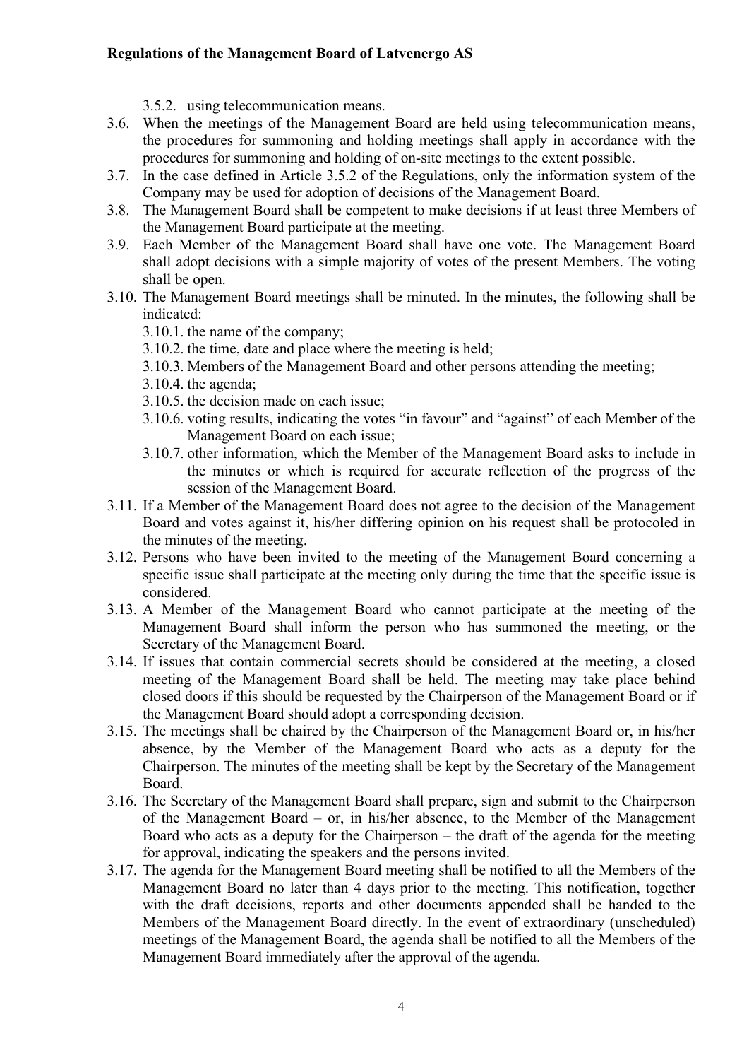3.5.2. using telecommunication means.

3.6. When the meetings of the Management Board are held using telecommunication means, the procedures for summoning and holding meetings shall apply in accordance with the procedures for summoning and holding of on-site meetings to the extent possible.

3.7. In the case defined in Article 3.5.2 of the Regulations, only the information system of the Company may be used for adoption of decisions of the Management Board.

3.8. The Management Board shall be competent to make decisions if at least three Members of the Management Board participate at the meeting.

3.9. Each Member of the Management Board shall have one vote. The Management Board shall adopt decisions with a simple majority of votes of the present Members. The voting shall be open.

3.10. The Management Board meetings shall be minuted. In the minutes, the following shall be indicated:

3.10.1. the name of the company;

3.10.2. the time, date and place where the meeting is held;

3.10.3. Members of the Management Board and other persons attending the meeting;

3.10.4. the agenda;

3.10.5. the decision made on each issue;

3.10.6. voting results, indicating the votes "in favour" and "against" of each Member of the Management Board on each issue;

3.10.7. other information, which the Member of the Management Board asks to include in the minutes or which is required for accurate reflection of the progress of the session of the Management Board.

3.11. If a Member of the Management Board does not agree to the decision of the Management Board and votes against it, his/her differing opinion on his request shall be protocoled in the minutes of the meeting.

3.12. Persons who have been invited to the meeting of the Management Board concerning a specific issue shall participate at the meeting only during the time that the specific issue is considered.

3.13. A Member of the Management Board who cannot participate at the meeting of the Management Board shall inform the person who has summoned the meeting, or the Secretary of the Management Board.

3.14. If issues that contain commercial secrets should be considered at the meeting, a closed meeting of the Management Board shall be held. The meeting may take place behind closed doors if this should be requested by the Chairperson of the Management Board or if the Management Board should adopt a corresponding decision.

3.15. The meetings shall be chaired by the Chairperson of the Management Board or, in his/her absence, by the Member of the Management Board who acts as a deputy for the Chairperson. The minutes of the meeting shall be kept by the Secretary of the Management Board.

3.16. The Secretary of the Management Board shall prepare, sign and submit to the Chairperson of the Management Board – or, in his/her absence, to the Member of the Management Board who acts as a deputy for the Chairperson – the draft of the agenda for the meeting for approval, indicating the speakers and the persons invited.

3.17. The agenda for the Management Board meeting shall be notified to all the Members of the Management Board no later than 4 days prior to the meeting. This notification, together with the draft decisions, reports and other documents appended shall be handed to the Members of the Management Board directly. In the event of extraordinary (unscheduled) meetings of the Management Board, the agenda shall be notified to all the Members of the Management Board immediately after the approval of the agenda.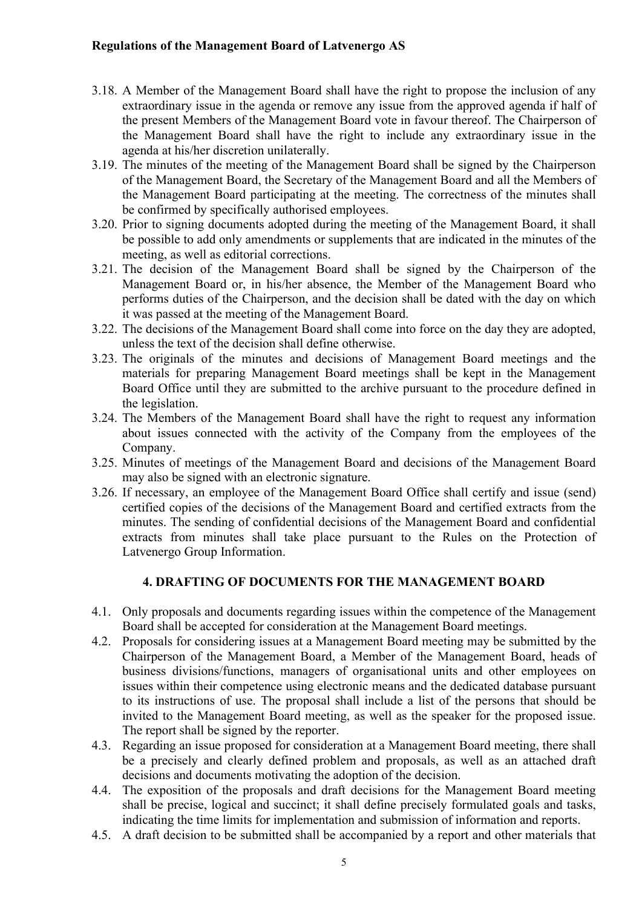3.18. A Member of the Management Board shall have the right to propose the inclusion of any extraordinary issue in the agenda or remove any issue from the approved agenda if half of the present Members of the Management Board vote in favour thereof. The Chairperson of the Management Board shall have the right to include any extraordinary issue in the agenda at his/her discretion unilaterally.

3.19. The minutes of the meeting of the Management Board shall be signed by the Chairperson of the Management Board, the Secretary of the Management Board and all the Members of the Management Board participating at the meeting. The correctness of the minutes shall be confirmed by specifically authorised employees.

3.20. Prior to signing documents adopted during the meeting of the Management Board, it shall be possible to add only amendments or supplements that are indicated in the minutes of the meeting, as well as editorial corrections.

3.21. The decision of the Management Board shall be signed by the Chairperson of the Management Board or, in his/her absence, the Member of the Management Board who performs duties of the Chairperson, and the decision shall be dated with the day on which it was passed at the meeting of the Management Board.

3.22. The decisions of the Management Board shall come into force on the day they are adopted, unless the text of the decision shall define otherwise.

3.23. The originals of the minutes and decisions of Management Board meetings and the materials for preparing Management Board meetings shall be kept in the Management Board Office until they are submitted to the archive pursuant to the procedure defined in the legislation.

3.24. The Members of the Management Board shall have the right to request any information about issues connected with the activity of the Company from the employees of the Company.

3.25. Minutes of meetings of the Management Board and decisions of the Management Board may also be signed with an electronic signature.

3.26. If necessary, an employee of the Management Board Office shall certify and issue (send) certified copies of the decisions of the Management Board and certified extracts from the minutes. The sending of confidential decisions of the Management Board and confidential extracts from minutes shall take place pursuant to the Rules on the Protection of Latvenergo Group Information.

## 4. DRAFTING OF DOCUMENTS FOR THE MANAGEMENT BOARD

4.1. Only proposals and documents regarding issues within the competence of the Management Board shall be accepted for consideration at the Management Board meetings.

4.2. Proposals for considering issues at a Management Board meeting may be submitted by the Chairperson of the Management Board, a Member of the Management Board, heads of business divisions/functions, managers of organisational units and other employees on issues within their competence using electronic means and the dedicated database pursuant to its instructions of use. The proposal shall include a list of the persons that should be invited to the Management Board meeting, as well as the speaker for the proposed issue. The report shall be signed by the reporter.

4.3. Regarding an issue proposed for consideration at a Management Board meeting, there shall be a precisely and clearly defined problem and proposals, as well as an attached draft decisions and documents motivating the adoption of the decision.

4.4. The exposition of the proposals and draft decisions for the Management Board meeting shall be precise, logical and succinct; it shall define precisely formulated goals and tasks, indicating the time limits for implementation and submission of information and reports.

4.5. A draft decision to be submitted shall be accompanied by a report and other materials that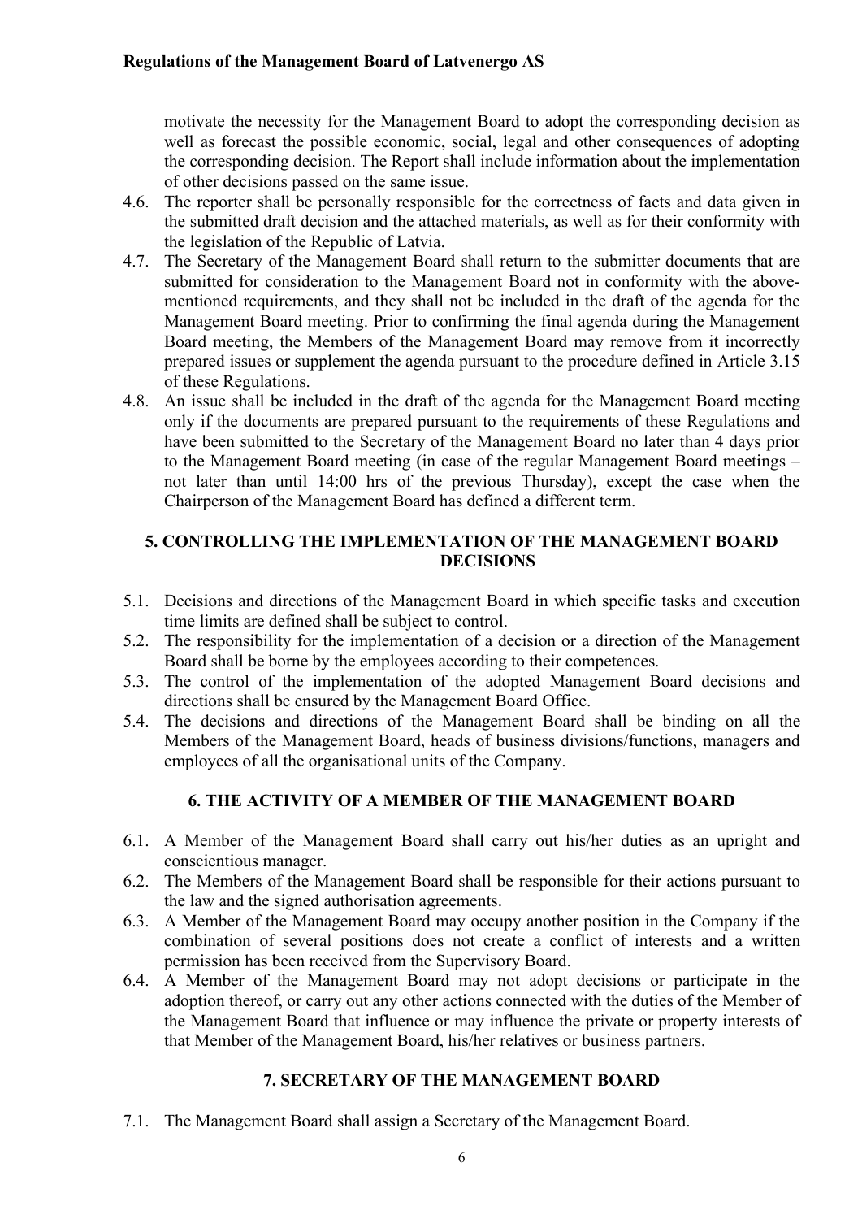motivate the necessity for the Management Board to adopt the corresponding decision as well as forecast the possible economic, social, legal and other consequences of adopting the corresponding decision. The Report shall include information about the implementation of other decisions passed on the same issue.

4.6. The reporter shall be personally responsible for the correctness of facts and data given in the submitted draft decision and the attached materials, as well as for their conformity with the legislation of the Republic of Latvia.

4.7. The Secretary of the Management Board shall return to the submitter documents that are submitted for consideration to the Management Board not in conformity with the above-mentioned requirements, and they shall not be included in the draft of the agenda for the Management Board meeting. Prior to confirming the final agenda during the Management Board meeting, the Members of the Management Board may remove from it incorrectly prepared issues or supplement the agenda pursuant to the procedure defined in Article 3.15 of these Regulations.

4.8. An issue shall be included in the draft of the agenda for the Management Board meeting only if the documents are prepared pursuant to the requirements of these Regulations and have been submitted to the Secretary of the Management Board no later than 4 days prior to the Management Board meeting (in case of the regular Management Board meetings – not later than until 14:00 hrs of the previous Thursday), except the case when the Chairperson of the Management Board has defined a different term.

## 5. CONTROLLING THE IMPLEMENTATION OF THE MANAGEMENT BOARD DECISIONS

5.1. Decisions and directions of the Management Board in which specific tasks and execution time limits are defined shall be subject to control.

5.2. The responsibility for the implementation of a decision or a direction of the Management Board shall be borne by the employees according to their competences.

5.3. The control of the implementation of the adopted Management Board decisions and directions shall be ensured by the Management Board Office.

5.4. The decisions and directions of the Management Board shall be binding on all the Members of the Management Board, heads of business divisions/functions, managers and employees of all the organisational units of the Company.

## 6. THE ACTIVITY OF A MEMBER OF THE MANAGEMENT BOARD

6.1. A Member of the Management Board shall carry out his/her duties as an upright and conscientious manager.

6.2. The Members of the Management Board shall be responsible for their actions pursuant to the law and the signed authorisation agreements.

6.3. A Member of the Management Board may occupy another position in the Company if the combination of several positions does not create a conflict of interests and a written permission has been received from the Supervisory Board.

6.4. A Member of the Management Board may not adopt decisions or participate in the adoption thereof, or carry out any other actions connected with the duties of the Member of the Management Board that influence or may influence the private or property interests of that Member of the Management Board, his/her relatives or business partners.

## 7. SECRETARY OF THE MANAGEMENT BOARD

7.1. The Management Board shall assign a Secretary of the Management Board.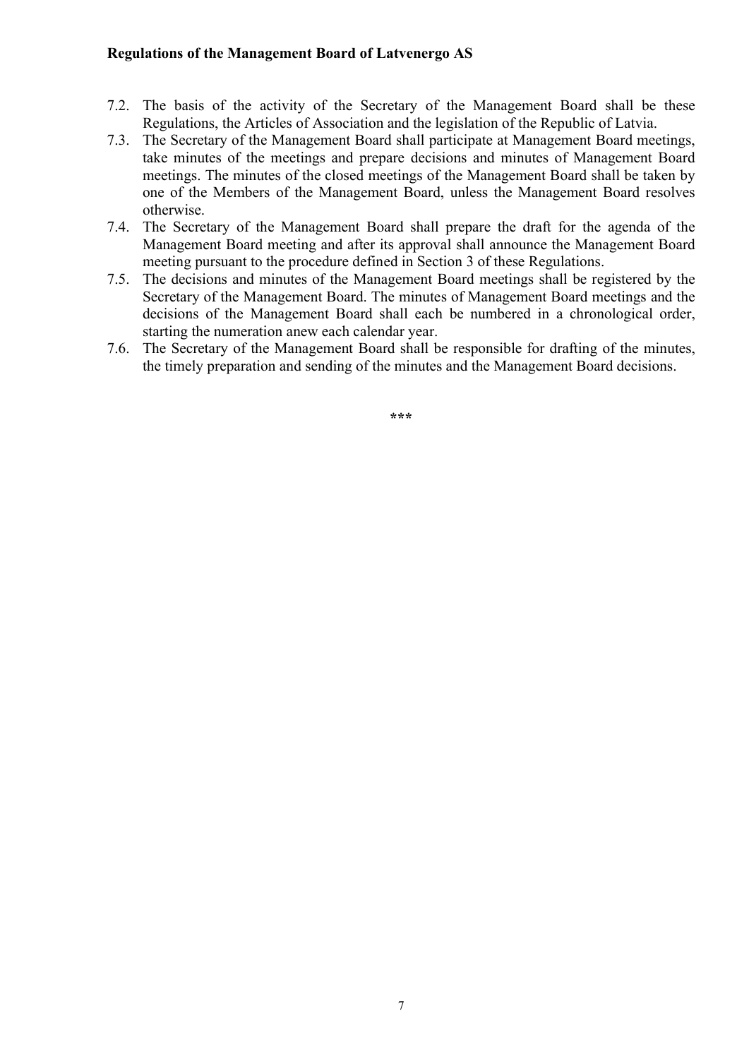7.2. The basis of the activity of the Secretary of the Management Board shall be these Regulations, the Articles of Association and the legislation of the Republic of Latvia.

7.3. The Secretary of the Management Board shall participate at Management Board meetings, take minutes of the meetings and prepare decisions and minutes of Management Board meetings. The minutes of the closed meetings of the Management Board shall be taken by one of the Members of the Management Board, unless the Management Board resolves otherwise.

7.4. The Secretary of the Management Board shall prepare the draft for the agenda of the Management Board meeting and after its approval shall announce the Management Board meeting pursuant to the procedure defined in Section 3 of these Regulations.

7.5. The decisions and minutes of the Management Board meetings shall be registered by the Secretary of the Management Board. The minutes of Management Board meetings and the decisions of the Management Board shall each be numbered in a chronological order, starting the numeration anew each calendar year.

7.6. The Secretary of the Management Board shall be responsible for drafting of the minutes, the timely preparation and sending of the minutes and the Management Board decisions.

***